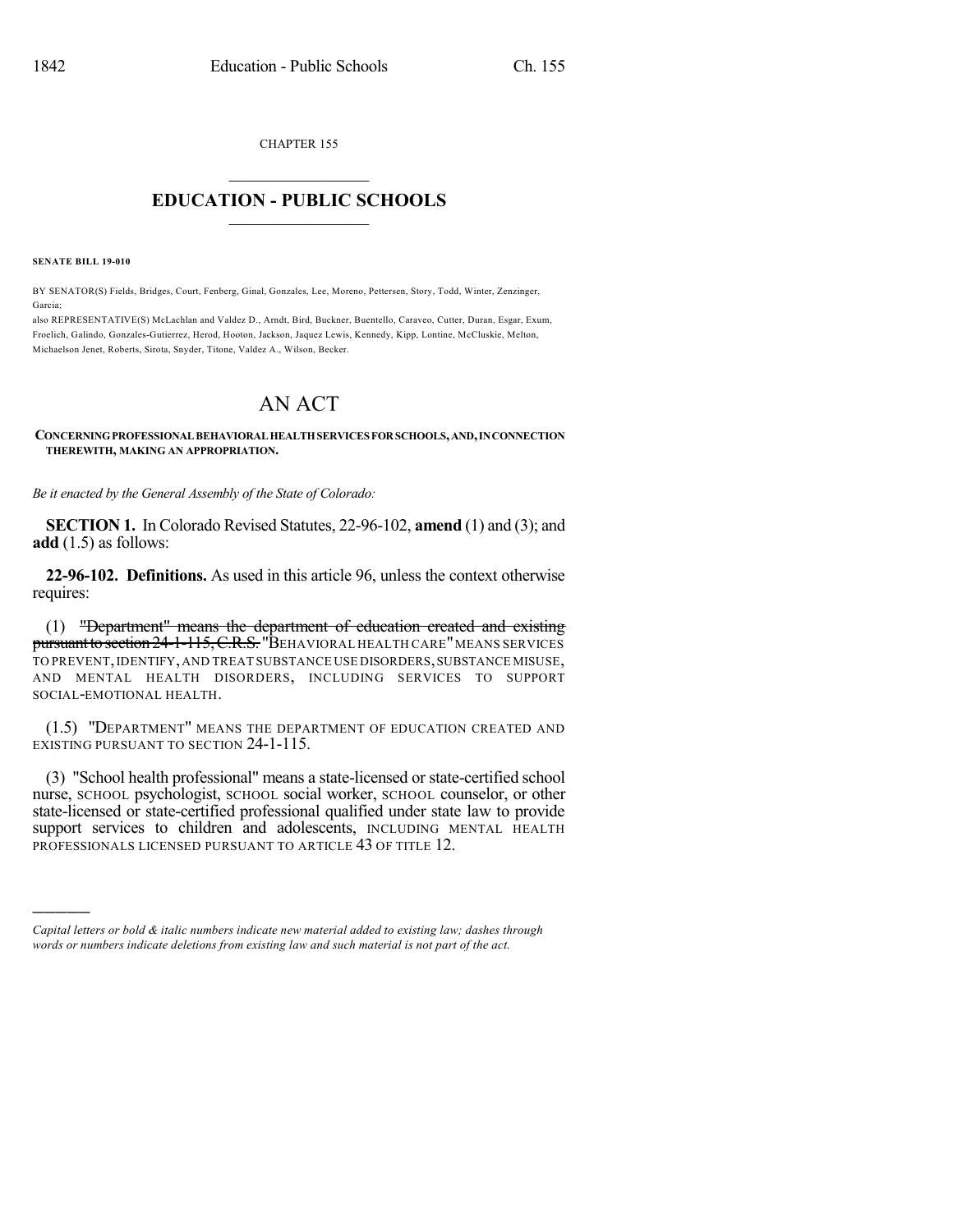CHAPTER 155

# EDUCATION - PUBLIC SCHOOLS

**SENATE BILL 19-010**

BY SENATOR(S) Fields, Bridges, Court, Fenberg, Ginal, Gonzales, Lee, Moreno, Pettersen, Story, Todd, Winter, Zenzinger, Garcia;

also REPRESENTATIVE(S) McLachlan and Valdez D., Arndt, Bird, Buckner, Buentello, Caraveo, Cutter, Duran, Esgar, Exum, Froelich, Galindo, Gonzales-Gutierrez, Herod, Hooton, Jackson, Jaquez Lewis, Kennedy, Kipp, Lontine, McCluskie, Melton, Michaelson Jenet, Roberts, Sirota, Snyder, Titone, Valdez A., Wilson, Becker.

# AN ACT

**CONCERNING PROFESSIONAL BEHAVIORAL HEALTH SERVICES FOR SCHOOLS, AND, IN CONNECTION THEREWITH, MAKING AN APPROPRIATION.**

*Be it enacted by the General Assembly of the State of Colorado:*

**SECTION 1.** In Colorado Revised Statutes, 22-96-102, **amend** (1) and (3); and **add** (1.5) as follows:

**22-96-102. Definitions.** As used in this article 96, unless the context otherwise requires:

(1) ~~"Department" means the department of education created and existing pursuant to section 24-1-115, C.R.S.~~ "BEHAVIORAL HEALTH CARE" MEANS SERVICES TO PREVENT, IDENTIFY, AND TREAT SUBSTANCE USE DISORDERS, SUBSTANCE MISUSE, AND MENTAL HEALTH DISORDERS, INCLUDING SERVICES TO SUPPORT SOCIAL-EMOTIONAL HEALTH.

(1.5) "DEPARTMENT" MEANS THE DEPARTMENT OF EDUCATION CREATED AND EXISTING PURSUANT TO SECTION 24-1-115.

(3) "School health professional" means a state-licensed or state-certified school nurse, SCHOOL psychologist, SCHOOL social worker, SCHOOL counselor, or other state-licensed or state-certified professional qualified under state law to provide support services to children and adolescents, INCLUDING MENTAL HEALTH PROFESSIONALS LICENSED PURSUANT TO ARTICLE 43 OF TITLE 12.

---

*Capital letters or bold & italic numbers indicate new material added to existing law; dashes through words or numbers indicate deletions from existing law and such material is not part of the act.*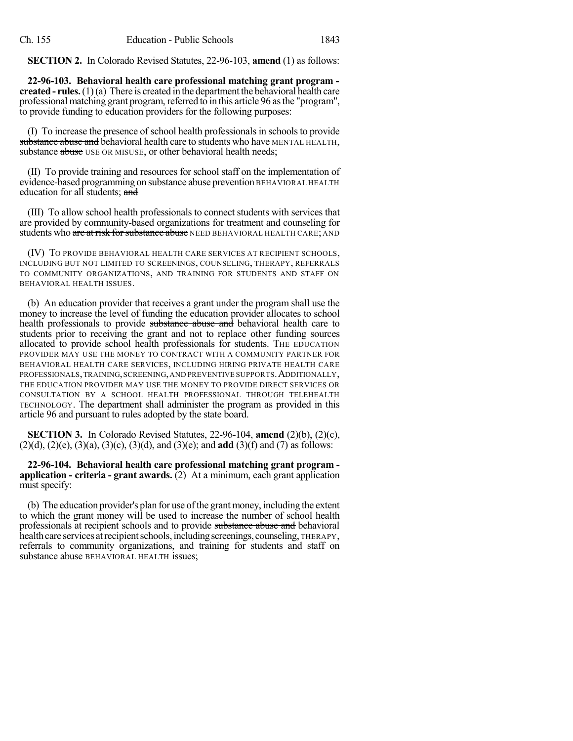**SECTION 2.** In Colorado Revised Statutes, 22-96-103, **amend** (1) as follows:

**22-96-103. Behavioral health care professional matching grant program - created - rules.** (1) (a) There is created in the department the behavioral health care professional matching grant program, referred to in this article 96 as the "program", to provide funding to education providers for the following purposes:

(I) To increase the presence of school health professionals in schools to provide ~~substance abuse and~~ behavioral health care to students who have MENTAL HEALTH, substance ~~abuse~~ USE OR MISUSE, or other behavioral health needs;

(II) To provide training and resources for school staff on the implementation of evidence-based programming on ~~substance abuse prevention~~ BEHAVIORAL HEALTH education for all students; ~~and~~

(III) To allow school health professionals to connect students with services that are provided by community-based organizations for treatment and counseling for students who ~~are at risk for substance abuse~~ NEED BEHAVIORAL HEALTH CARE; AND

(IV) TO PROVIDE BEHAVIORAL HEALTH CARE SERVICES AT RECIPIENT SCHOOLS, INCLUDING BUT NOT LIMITED TO SCREENINGS, COUNSELING, THERAPY, REFERRALS TO COMMUNITY ORGANIZATIONS, AND TRAINING FOR STUDENTS AND STAFF ON BEHAVIORAL HEALTH ISSUES.

(b) An education provider that receives a grant under the program shall use the money to increase the level of funding the education provider allocates to school health professionals to provide ~~substance abuse and~~ behavioral health care to students prior to receiving the grant and not to replace other funding sources allocated to provide school health professionals for students. THE EDUCATION PROVIDER MAY USE THE MONEY TO CONTRACT WITH A COMMUNITY PARTNER FOR BEHAVIORAL HEALTH CARE SERVICES, INCLUDING HIRING PRIVATE HEALTH CARE PROFESSIONALS, TRAINING, SCREENING, AND PREVENTIVE SUPPORTS. ADDITIONALLY, THE EDUCATION PROVIDER MAY USE THE MONEY TO PROVIDE DIRECT SERVICES OR CONSULTATION BY A SCHOOL HEALTH PROFESSIONAL THROUGH TELEHEALTH TECHNOLOGY. The department shall administer the program as provided in this article 96 and pursuant to rules adopted by the state board.

**SECTION 3.** In Colorado Revised Statutes, 22-96-104, **amend** (2)(b), (2)(c), (2)(d), (2)(e), (3)(a), (3)(c), (3)(d), and (3)(e); and **add** (3)(f) and (7) as follows:

**22-96-104. Behavioral health care professional matching grant program - application - criteria - grant awards.** (2) At a minimum, each grant application must specify:

(b) The education provider's plan for use of the grant money, including the extent to which the grant money will be used to increase the number of school health professionals at recipient schools and to provide ~~substance abuse and~~ behavioral health care services at recipient schools, including screenings, counseling, THERAPY, referrals to community organizations, and training for students and staff on ~~substance abuse~~ BEHAVIORAL HEALTH issues;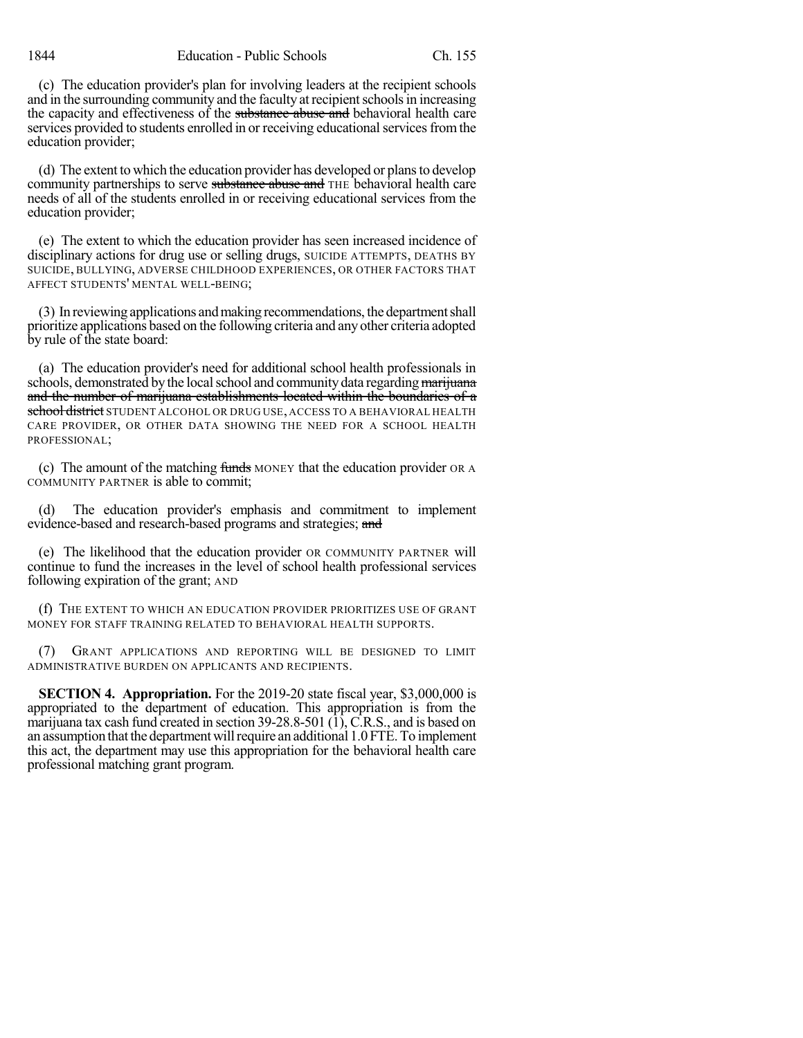(c) The education provider's plan for involving leaders at the recipient schools and in the surrounding community and the faculty at recipient schools in increasing the capacity and effectiveness of the ~~substance abuse and~~ behavioral health care services provided to students enrolled in or receiving educational services from the education provider;

(d) The extent to which the education provider has developed or plans to develop community partnerships to serve ~~substance abuse and~~ THE behavioral health care needs of all of the students enrolled in or receiving educational services from the education provider;

(e) The extent to which the education provider has seen increased incidence of disciplinary actions for drug use or selling drugs, SUICIDE ATTEMPTS, DEATHS BY SUICIDE, BULLYING, ADVERSE CHILDHOOD EXPERIENCES, OR OTHER FACTORS THAT AFFECT STUDENTS' MENTAL WELL-BEING;

(3) In reviewing applications and making recommendations, the department shall prioritize applications based on the following criteria and any other criteria adopted by rule of the state board:

(a) The education provider's need for additional school health professionals in schools, demonstrated by the local school and community data regarding ~~marijuana and the number of marijuana establishments located within the boundaries of a school district~~ STUDENT ALCOHOL OR DRUG USE, ACCESS TO A BEHAVIORAL HEALTH CARE PROVIDER, OR OTHER DATA SHOWING THE NEED FOR A SCHOOL HEALTH PROFESSIONAL;

(c) The amount of the matching ~~funds~~ MONEY that the education provider OR A COMMUNITY PARTNER is able to commit;

(d) The education provider's emphasis and commitment to implement evidence-based and research-based programs and strategies; ~~and~~

(e) The likelihood that the education provider OR COMMUNITY PARTNER will continue to fund the increases in the level of school health professional services following expiration of the grant; AND

(f) THE EXTENT TO WHICH AN EDUCATION PROVIDER PRIORITIZES USE OF GRANT MONEY FOR STAFF TRAINING RELATED TO BEHAVIORAL HEALTH SUPPORTS.

(7) GRANT APPLICATIONS AND REPORTING WILL BE DESIGNED TO LIMIT ADMINISTRATIVE BURDEN ON APPLICANTS AND RECIPIENTS.

**SECTION 4. Appropriation.** For the 2019-20 state fiscal year, $3,000,000 is appropriated to the department of education. This appropriation is from the marijuana tax cash fund created in section 39-28.8-501 (1), C.R.S., and is based on an assumption that the department will require an additional 1.0 FTE. To implement this act, the department may use this appropriation for the behavioral health care professional matching grant program.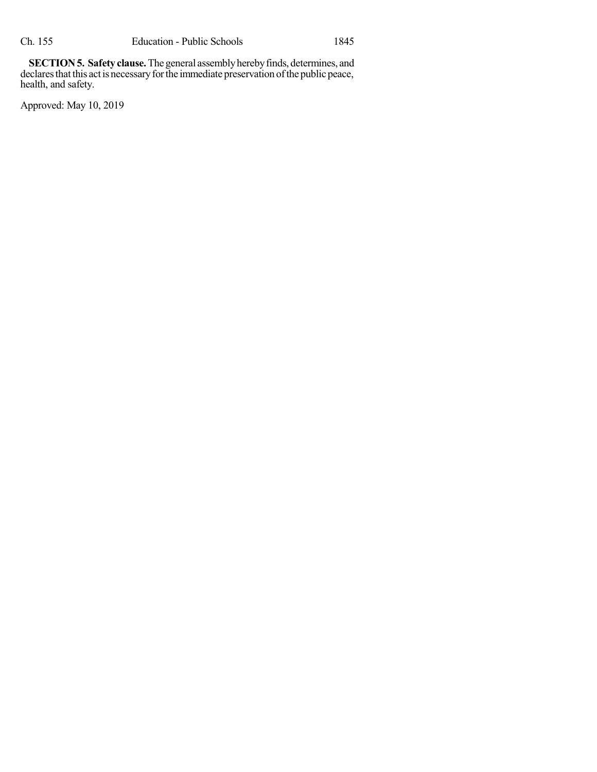**SECTION 5. Safety clause.** The general assembly hereby finds, determines, and declares that this act is necessary for the immediate preservation of the public peace, health, and safety.

Approved: May 10, 2019